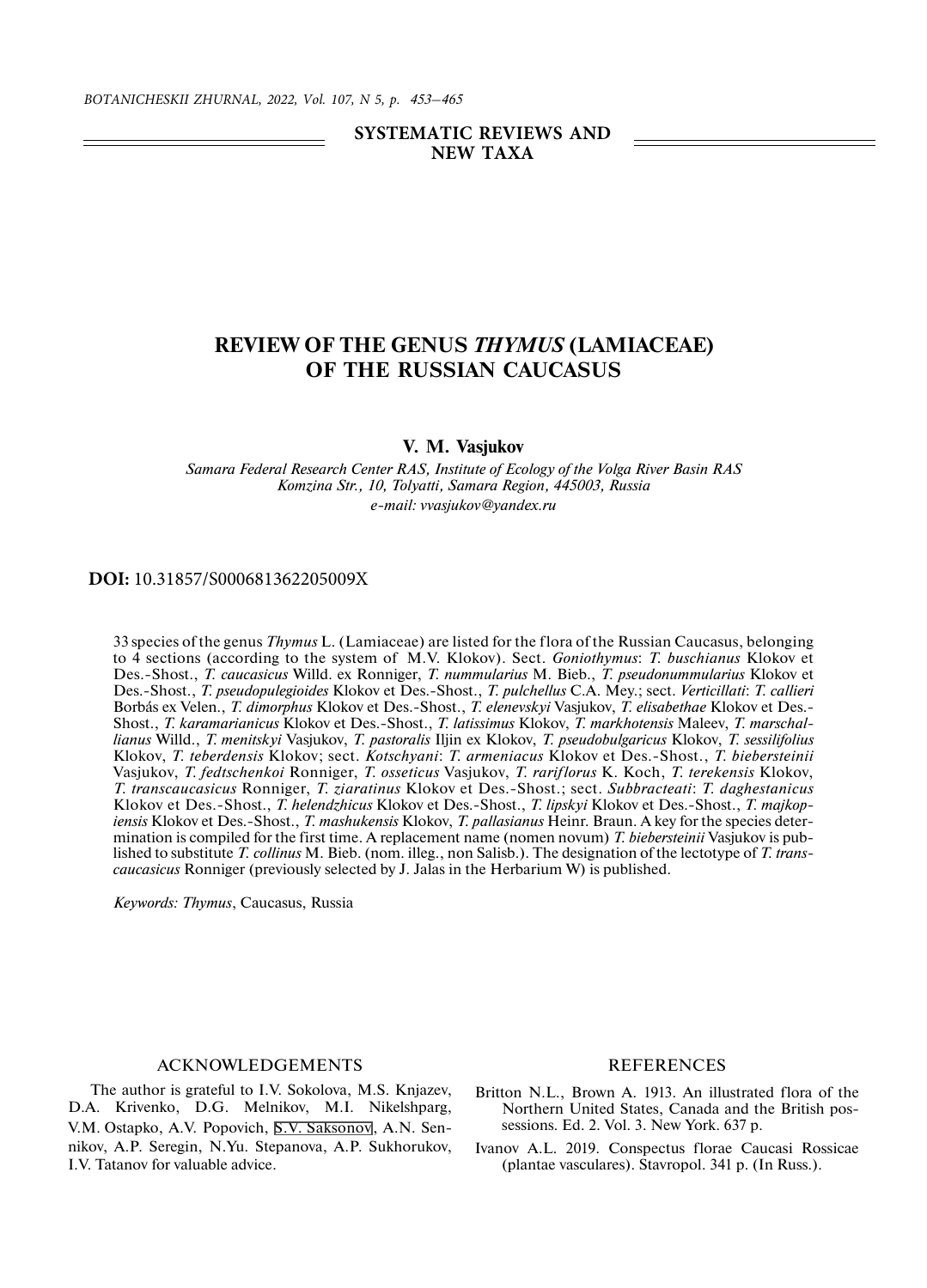SYSTEMATIC REVIEWS AND NEW TAXA

# REVIEW OF THE GENUS *THYMUS* (LAMIACEAE) OF THE RUSSIAN CAUCASUS

**V. M. Vasjukov**

*Samara Federal Research Center RAS, Institute of Ecology of the Volga River Basin RAS*
*Komzina Str., 10, Tolyatti, Samara Region, 445003, Russia*
*e-mail: vvasjukov@yandex.ru*

**DOI:** 10.31857/S000681362205009X

33 species of the genus *Thymus* L. (Lamiaceae) are listed for the flora of the Russian Caucasus, belonging to 4 sections (according to the system of M.V. Klokov). Sect. *Goniothymus*: *T. buschianus* Klokov et Des.-Shost., *T. caucasicus* Willd. ex Ronniger, *T. nummularius* M. Bieb., *T. pseudonummularius* Klokov et Des.-Shost., *T. pseudopulegioides* Klokov et Des.-Shost., *T. pulchellus* C.A. Mey.; sect. *Verticillati*: *T. callieri* Borbás ex Velen., *T. dimorphus* Klokov et Des.-Shost., *T. elenevskyi* Vasjukov, *T. elisabethae* Klokov et Des.-Shost., *T. karamarianicus* Klokov et Des.-Shost., *T. latissimus* Klokov, *T. markhotensis* Maleev, *T. marschallianus* Willd., *T. menitskyi* Vasjukov, *T. pastoralis* Iljin ex Klokov, *T. pseudobulgaricus* Klokov, *T. sessilifolius* Klokov, *T. teberdensis* Klokov; sect. *Kotschyani*: *T. armeniacus* Klokov et Des.-Shost., *T. biebersteinii* Vasjukov, *T. fedtschenkoi* Ronniger, *T. osseticus* Vasjukov, *T. rariflorus* K. Koch, *T. terekensis* Klokov, *T. transcaucasicus* Ronniger, *T. ziaratinus* Klokov et Des.-Shost.; sect. *Subbracteati*: *T. daghestanicus* Klokov et Des.-Shost., *T. helendzhicus* Klokov et Des.-Shost., *T. lipskyi* Klokov et Des.-Shost., *T. majkopiensis* Klokov et Des.-Shost., *T. mashukensis* Klokov, *T. pallasianus* Heinr. Braun. A key for the species determination is compiled for the first time. A replacement name (nomen novum) *T. biebersteinii* Vasjukov is published to substitute *T. collinus* M. Bieb. (nom. illeg., non Salisb.). The designation of the lectotype of *T. transcaucasicus* Ronniger (previously selected by J. Jalas in the Herbarium W) is published.

*Keywords: Thymus*, Caucasus, Russia

## ACKNOWLEDGEMENTS

The author is grateful to I.V. Sokolova, M.S. Knjazev, D.A. Krivenko, D.G. Melnikov, M.I. Nikelshparg, V.M. Ostapko, A.V. Popovich, S.V. Saksonov, A.N. Sennikov, A.P. Seregin, N.Yu. Stepanova, A.P. Sukhorukov, I.V. Tatanov for valuable advice.

## REFERENCES

Britton N.L., Brown A. 1913. An illustrated flora of the Northern United States, Canada and the British possessions. Ed. 2. Vol. 3. New York. 637 p.

Ivanov A.L. 2019. Conspectus florae Caucasi Rossicae (plantae vasculares). Stavropol. 341 p. (In Russ.).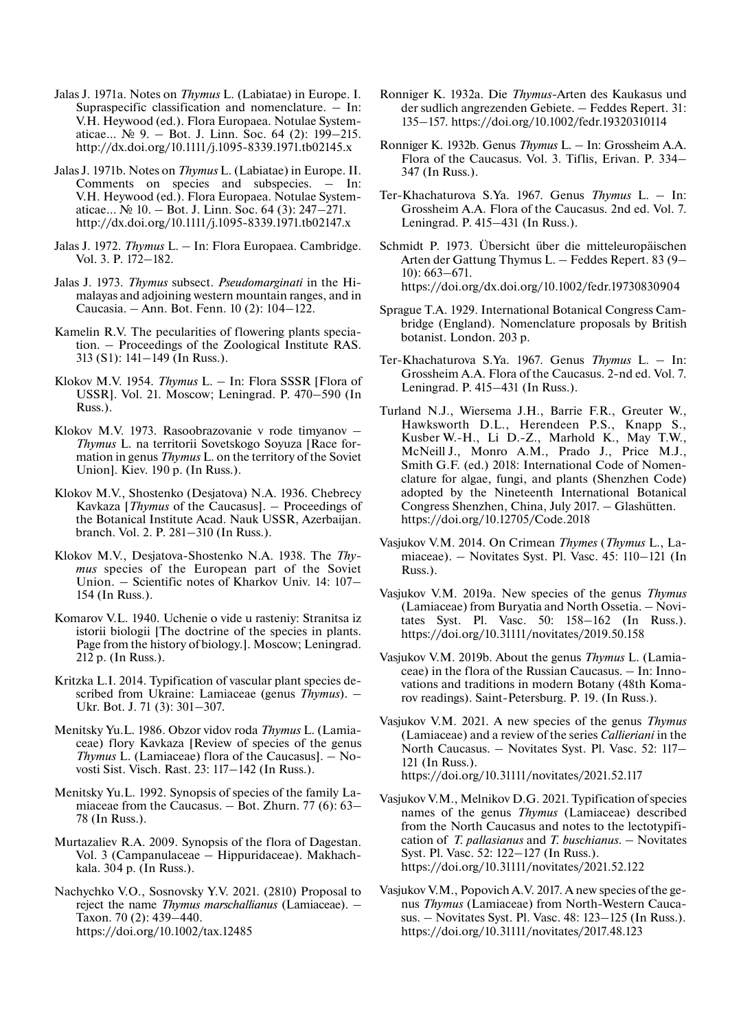Jalas J. 1971a. Notes on *Thymus* L. (Labiatae) in Europe. I. Supraspecific classification and nomenclature. – In: V.H. Heywood (ed.). Flora Europaea. Notulae Systematicae... № 9. – Bot. J. Linn. Soc. 64 (2): 199–215. http://dx.doi.org/10.1111/j.1095-8339.1971.tb02145.x

Jalas J. 1971b. Notes on *Thymus* L. (Labiatae) in Europe. II. Comments on species and subspecies. – In: V.H. Heywood (ed.). Flora Europaea. Notulae Systematicae... № 10. – Bot. J. Linn. Soc. 64 (3): 247–271. http://dx.doi.org/10.1111/j.1095-8339.1971.tb02147.x

Jalas J. 1972. *Thymus* L. – In: Flora Europaea. Cambridge. Vol. 3. P. 172–182.

Jalas J. 1973. *Thymus* subsect. *Pseudomarginati* in the Himalayas and adjoining western mountain ranges, and in Caucasia. – Ann. Bot. Fenn. 10 (2): 104–122.

Kamelin R.V. The pecularities of flowering plants speciation. – Proceedings of the Zoological Institute RAS. 313 (S1): 141–149 (In Russ.).

Klokov M.V. 1954. *Thymus* L. – In: Flora SSSR [Flora of USSR]. Vol. 21. Moscow; Leningrad. P. 470–590 (In Russ.).

Klokov M.V. 1973. Rasoobrazovanie v rode timyanov – *Thymus* L. na territorii Sovetskogo Soyuza [Race formation in genus *Thymus* L. on the territory of the Soviet Union]. Kiev. 190 p. (In Russ.).

Klokov M.V., Shostenko (Desjatova) N.A. 1936. Chebrecy Kavkaza [*Thymus* of the Caucasus]. – Proceedings of the Botanical Institute Acad. Nauk USSR, Azerbaijan. branch. Vol. 2. P. 281–310 (In Russ.).

Klokov M.V., Desjatova-Shostenko N.A. 1938. The *Thymus* species of the European part of the Soviet Union. – Scientific notes of Kharkov Univ. 14: 107–154 (In Russ.).

Komarov V.L. 1940. Uchenie o vide u rasteniy: Stranitsa iz istorii biologii [The doctrine of the species in plants. Page from the history of biology.]. Moscow; Leningrad. 212 p. (In Russ.).

Kritzka L.I. 2014. Typification of vascular plant species described from Ukraine: Lamiaceae (genus *Thymus*). – Ukr. Bot. J. 71 (3): 301–307.

Menitsky Yu.L. 1986. Obzor vidov roda *Thymus* L. (Lamiaceae) flory Kavkaza [Review of species of the genus *Thymus* L. (Lamiaceae) flora of the Caucasus]. – Novosti Sist. Visch. Rast. 23: 117–142 (In Russ.).

Menitsky Yu.L. 1992. Synopsis of species of the family Lamiaceae from the Caucasus. – Bot. Zhurn. 77 (6): 63–78 (In Russ.).

Murtazaliev R.A. 2009. Synopsis of the flora of Dagestan. Vol. 3 (Campanulaceae – Hippuridaceae). Makhachkala. 304 p. (In Russ.).

Nachychko V.O., Sosnovsky Y.V. 2021. (2810) Proposal to reject the name *Thymus marschallianus* (Lamiaceae). – Taxon. 70 (2): 439–440. https://doi.org/10.1002/tax.12485

Ronniger K. 1932a. Die *Thymus*-Arten des Kaukasus und der sudlich angrezenden Gebiete. – Feddes Repert. 31: 135–157. https://doi.org/10.1002/fedr.19320310114

Ronniger K. 1932b. Genus *Thymus* L. – In: Grossheim A.A. Flora of the Caucasus. Vol. 3. Tiflis, Erivan. P. 334–347 (In Russ.).

Ter-Khachaturova S.Ya. 1967. Genus *Thymus* L. – In: Grossheim A.A. Flora of the Caucasus. 2nd ed. Vol. 7. Leningrad. P. 415–431 (In Russ.).

Schmidt P. 1973. Übersicht über die mitteleuropäischen Arten der Gattung Thymus L. – Feddes Repert. 83 (9–10): 663–671. https://doi.org/dx.doi.org/10.1002/fedr.19730830904

Sprague T.A. 1929. International Botanical Congress Cambridge (England). Nomenclature proposals by British botanist. London. 203 p.

Ter-Khachaturova S.Ya. 1967. Genus *Thymus* L. – In: Grossheim A.A. Flora of the Caucasus. 2-nd ed. Vol. 7. Leningrad. P. 415–431 (In Russ.).

Turland N.J., Wiersema J.H., Barrie F.R., Greuter W., Hawksworth D.L., Herendeen P.S., Knapp S., Kusber W.-H., Li D.-Z., Marhold K., May T.W., McNeill J., Monro A.M., Prado J., Price M.J., Smith G.F. (ed.) 2018: International Code of Nomenclature for algae, fungi, and plants (Shenzhen Code) adopted by the Nineteenth International Botanical Congress Shenzhen, China, July 2017. – Glashütten. https://doi.org/10.12705/Code.2018

Vasjukov V.M. 2014. On Crimean *Thymes* (*Thymus* L., Lamiaceae). – Novitates Syst. Pl. Vasc. 45: 110–121 (In Russ.).

Vasjukov V.M. 2019a. New species of the genus *Thymus* (Lamiaceae) from Buryatia and North Ossetia. – Novitates Syst. Pl. Vasc. 50: 158–162 (In Russ.). https://doi.org/10.31111/novitates/2019.50.158

Vasjukov V.M. 2019b. About the genus *Thymus* L. (Lamiaceae) in the flora of the Russian Caucasus. – In: Innovations and traditions in modern Botany (48th Komarov readings). Saint-Petersburg. P. 19. (In Russ.).

Vasjukov V.M. 2021. A new species of the genus *Thymus* (Lamiaceae) and a review of the series *Callieriani* in the North Caucasus. – Novitates Syst. Pl. Vasc. 52: 117–121 (In Russ.). https://doi.org/10.31111/novitates/2021.52.117

Vasjukov V.M., Melnikov D.G. 2021. Typification of species names of the genus *Thymus* (Lamiaceae) described from the North Caucasus and notes to the lectotypification of *T. pallasianus* and *T. buschianus*. – Novitates Syst. Pl. Vasc. 52: 122–127 (In Russ.). https://doi.org/10.31111/novitates/2021.52.122

Vasjukov V.M., Popovich A.V. 2017. A new species of the genus *Thymus* (Lamiaceae) from North-Western Caucasus. – Novitates Syst. Pl. Vasc. 48: 123–125 (In Russ.). https://doi.org/10.31111/novitates/2017.48.123